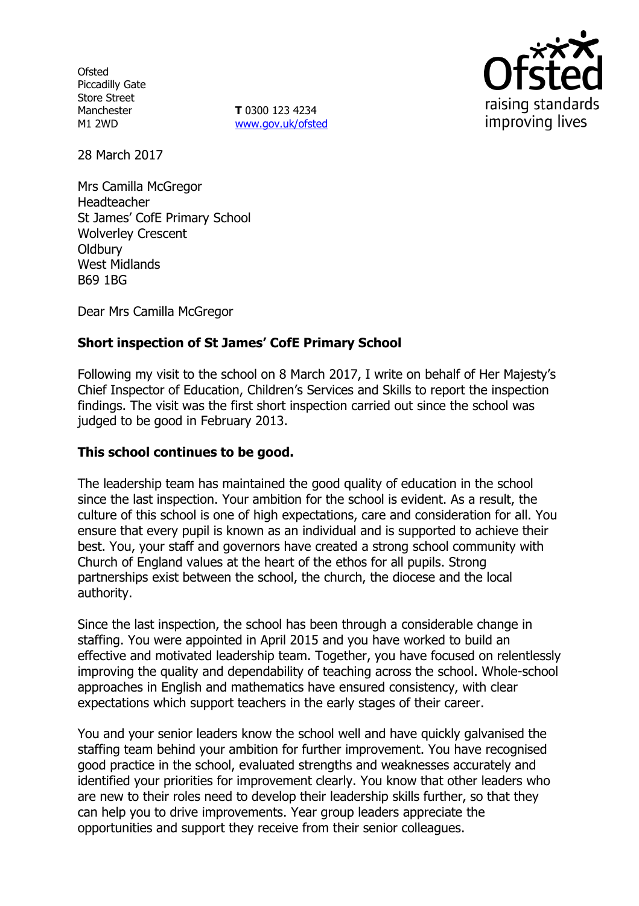Ofsted
Piccadilly Gate
Store Street
Manchester
M1 2WD

**T** 0300 123 4234
www.gov.uk/ofsted

28 March 2017

Mrs Camilla McGregor
Headteacher
St James' CofE Primary School
Wolverley Crescent
Oldbury
West Midlands
B69 1BG

Dear Mrs Camilla McGregor

**Short inspection of St James' CofE Primary School**

Following my visit to the school on 8 March 2017, I write on behalf of Her Majesty's Chief Inspector of Education, Children's Services and Skills to report the inspection findings. The visit was the first short inspection carried out since the school was judged to be good in February 2013.

**This school continues to be good.**

The leadership team has maintained the good quality of education in the school since the last inspection. Your ambition for the school is evident. As a result, the culture of this school is one of high expectations, care and consideration for all. You ensure that every pupil is known as an individual and is supported to achieve their best. You, your staff and governors have created a strong school community with Church of England values at the heart of the ethos for all pupils. Strong partnerships exist between the school, the church, the diocese and the local authority.

Since the last inspection, the school has been through a considerable change in staffing. You were appointed in April 2015 and you have worked to build an effective and motivated leadership team. Together, you have focused on relentlessly improving the quality and dependability of teaching across the school. Whole-school approaches in English and mathematics have ensured consistency, with clear expectations which support teachers in the early stages of their career.

You and your senior leaders know the school well and have quickly galvanised the staffing team behind your ambition for further improvement. You have recognised good practice in the school, evaluated strengths and weaknesses accurately and identified your priorities for improvement clearly. You know that other leaders who are new to their roles need to develop their leadership skills further, so that they can help you to drive improvements. Year group leaders appreciate the opportunities and support they receive from their senior colleagues.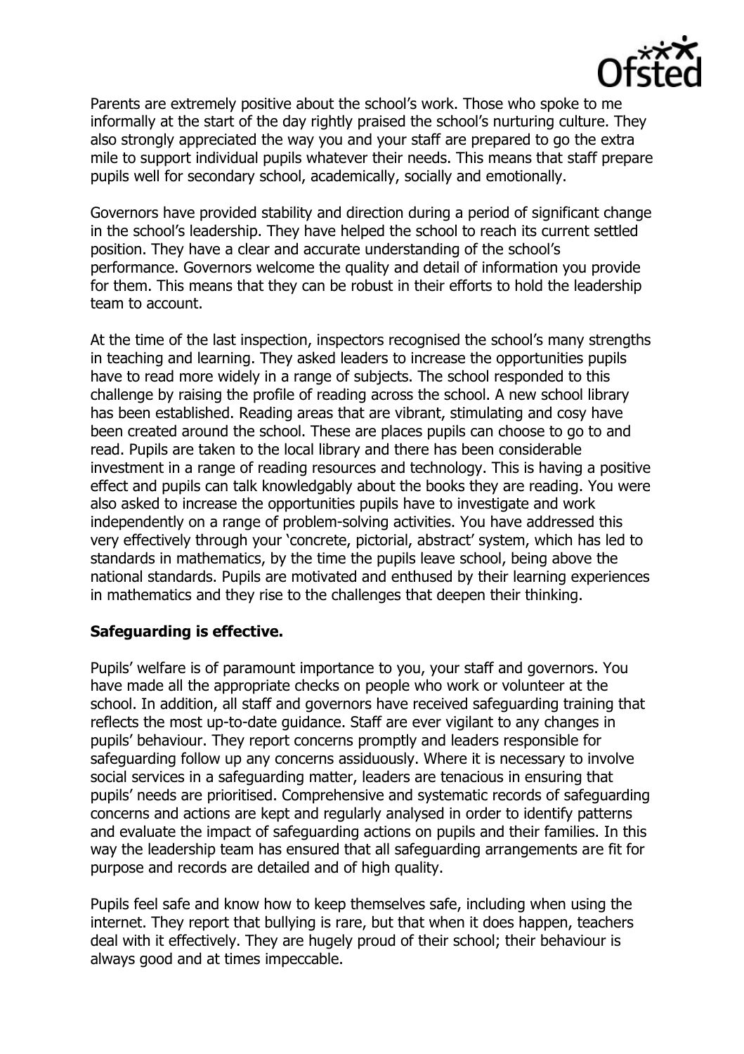Parents are extremely positive about the school's work. Those who spoke to me informally at the start of the day rightly praised the school's nurturing culture. They also strongly appreciated the way you and your staff are prepared to go the extra mile to support individual pupils whatever their needs. This means that staff prepare pupils well for secondary school, academically, socially and emotionally.

Governors have provided stability and direction during a period of significant change in the school's leadership. They have helped the school to reach its current settled position. They have a clear and accurate understanding of the school's performance. Governors welcome the quality and detail of information you provide for them. This means that they can be robust in their efforts to hold the leadership team to account.

At the time of the last inspection, inspectors recognised the school's many strengths in teaching and learning. They asked leaders to increase the opportunities pupils have to read more widely in a range of subjects. The school responded to this challenge by raising the profile of reading across the school. A new school library has been established. Reading areas that are vibrant, stimulating and cosy have been created around the school. These are places pupils can choose to go to and read. Pupils are taken to the local library and there has been considerable investment in a range of reading resources and technology. This is having a positive effect and pupils can talk knowledgably about the books they are reading. You were also asked to increase the opportunities pupils have to investigate and work independently on a range of problem-solving activities. You have addressed this very effectively through your 'concrete, pictorial, abstract' system, which has led to standards in mathematics, by the time the pupils leave school, being above the national standards. Pupils are motivated and enthused by their learning experiences in mathematics and they rise to the challenges that deepen their thinking.

**Safeguarding is effective.**

Pupils' welfare is of paramount importance to you, your staff and governors. You have made all the appropriate checks on people who work or volunteer at the school. In addition, all staff and governors have received safeguarding training that reflects the most up-to-date guidance. Staff are ever vigilant to any changes in pupils' behaviour. They report concerns promptly and leaders responsible for safeguarding follow up any concerns assiduously. Where it is necessary to involve social services in a safeguarding matter, leaders are tenacious in ensuring that pupils' needs are prioritised. Comprehensive and systematic records of safeguarding concerns and actions are kept and regularly analysed in order to identify patterns and evaluate the impact of safeguarding actions on pupils and their families. In this way the leadership team has ensured that all safeguarding arrangements are fit for purpose and records are detailed and of high quality.

Pupils feel safe and know how to keep themselves safe, including when using the internet. They report that bullying is rare, but that when it does happen, teachers deal with it effectively. They are hugely proud of their school; their behaviour is always good and at times impeccable.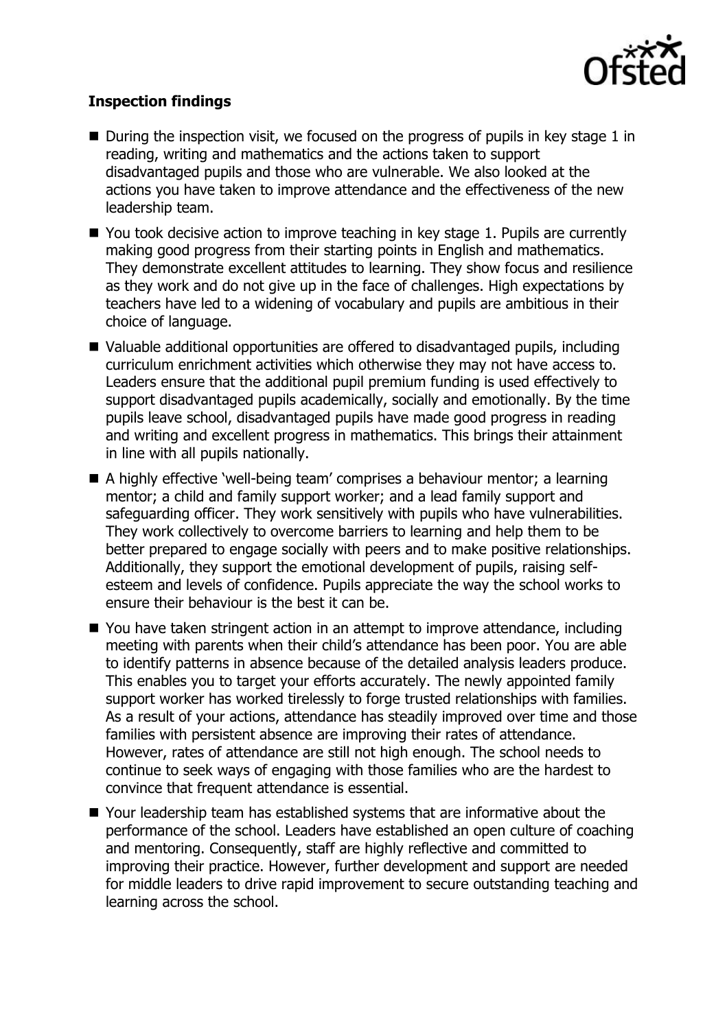**Inspection findings**

- During the inspection visit, we focused on the progress of pupils in key stage 1 in reading, writing and mathematics and the actions taken to support disadvantaged pupils and those who are vulnerable. We also looked at the actions you have taken to improve attendance and the effectiveness of the new leadership team.
- You took decisive action to improve teaching in key stage 1. Pupils are currently making good progress from their starting points in English and mathematics. They demonstrate excellent attitudes to learning. They show focus and resilience as they work and do not give up in the face of challenges. High expectations by teachers have led to a widening of vocabulary and pupils are ambitious in their choice of language.
- Valuable additional opportunities are offered to disadvantaged pupils, including curriculum enrichment activities which otherwise they may not have access to. Leaders ensure that the additional pupil premium funding is used effectively to support disadvantaged pupils academically, socially and emotionally. By the time pupils leave school, disadvantaged pupils have made good progress in reading and writing and excellent progress in mathematics. This brings their attainment in line with all pupils nationally.
- A highly effective 'well-being team' comprises a behaviour mentor; a learning mentor; a child and family support worker; and a lead family support and safeguarding officer. They work sensitively with pupils who have vulnerabilities. They work collectively to overcome barriers to learning and help them to be better prepared to engage socially with peers and to make positive relationships. Additionally, they support the emotional development of pupils, raising self-esteem and levels of confidence. Pupils appreciate the way the school works to ensure their behaviour is the best it can be.
- You have taken stringent action in an attempt to improve attendance, including meeting with parents when their child's attendance has been poor. You are able to identify patterns in absence because of the detailed analysis leaders produce. This enables you to target your efforts accurately. The newly appointed family support worker has worked tirelessly to forge trusted relationships with families. As a result of your actions, attendance has steadily improved over time and those families with persistent absence are improving their rates of attendance. However, rates of attendance are still not high enough. The school needs to continue to seek ways of engaging with those families who are the hardest to convince that frequent attendance is essential.
- Your leadership team has established systems that are informative about the performance of the school. Leaders have established an open culture of coaching and mentoring. Consequently, staff are highly reflective and committed to improving their practice. However, further development and support are needed for middle leaders to drive rapid improvement to secure outstanding teaching and learning across the school.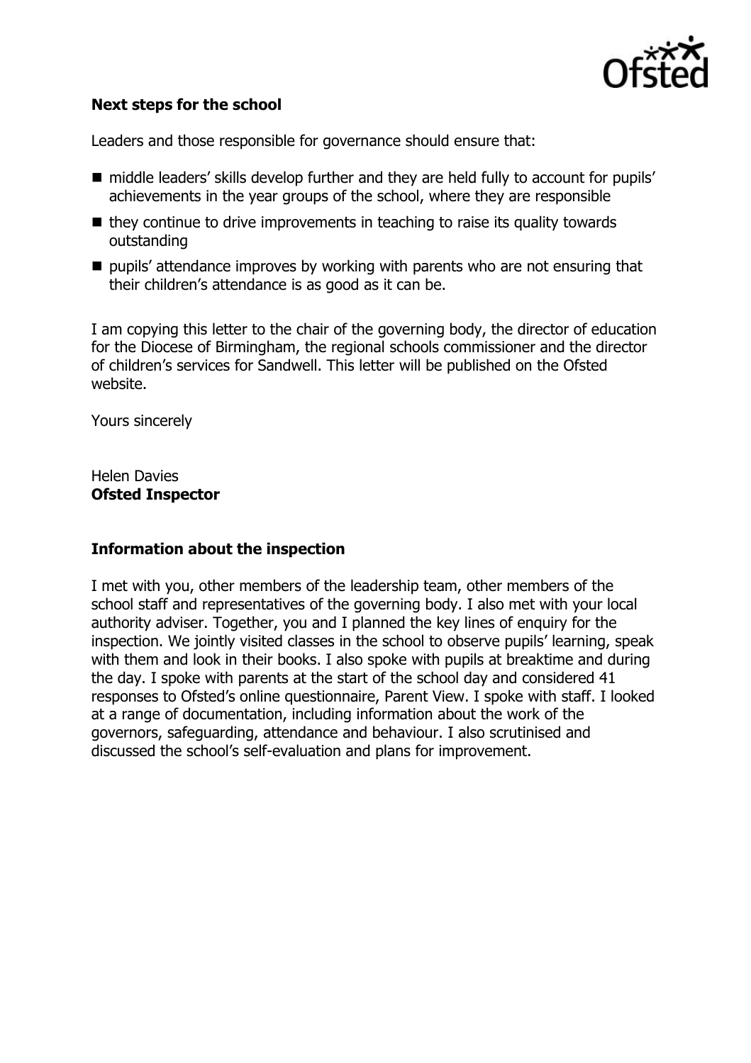**Next steps for the school**

Leaders and those responsible for governance should ensure that:

- middle leaders' skills develop further and they are held fully to account for pupils' achievements in the year groups of the school, where they are responsible
- they continue to drive improvements in teaching to raise its quality towards outstanding
- pupils' attendance improves by working with parents who are not ensuring that their children's attendance is as good as it can be.

I am copying this letter to the chair of the governing body, the director of education for the Diocese of Birmingham, the regional schools commissioner and the director of children's services for Sandwell. This letter will be published on the Ofsted website.

Yours sincerely

Helen Davies
**Ofsted Inspector**

## Information about the inspection

I met with you, other members of the leadership team, other members of the school staff and representatives of the governing body. I also met with your local authority adviser. Together, you and I planned the key lines of enquiry for the inspection. We jointly visited classes in the school to observe pupils' learning, speak with them and look in their books. I also spoke with pupils at breaktime and during the day. I spoke with parents at the start of the school day and considered 41 responses to Ofsted's online questionnaire, Parent View. I spoke with staff. I looked at a range of documentation, including information about the work of the governors, safeguarding, attendance and behaviour. I also scrutinised and discussed the school's self-evaluation and plans for improvement.